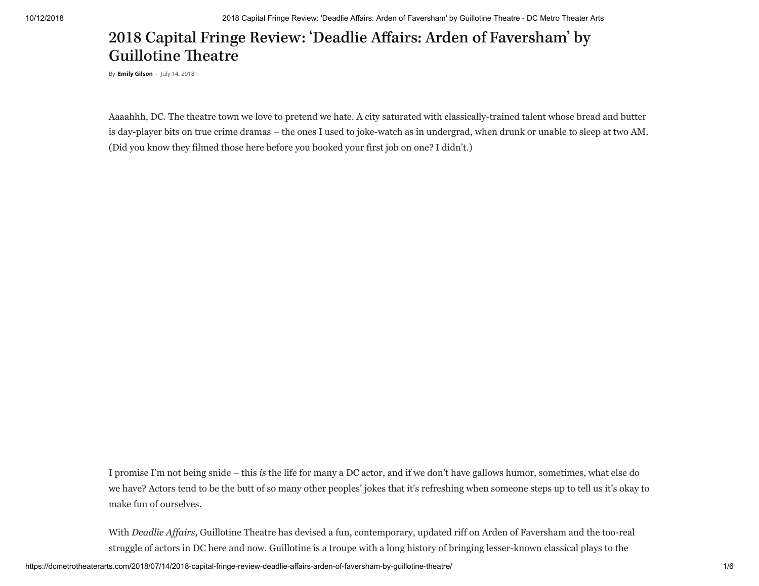# 2018 Capital Fringe Review: 'Deadlie Affairs: Arden of Faversham' by Guillotine Theatre

By **Emily Gilson** - July 14, 2018

Aaaahhh, DC. The theatre town we love to pretend we hate. A city saturated with classically-trained talent whose bread and butter is day-player bits on true crime dramas – the ones I used to joke-watch as in undergrad, when drunk or unable to sleep at two AM. (Did you know they filmed those here before you booked your first job on one? I didn't.)

I promise I'm not being snide – this *is* the life for many a DC actor, and if we don't have gallows humor, sometimes, what else do we have? Actors tend to be the butt of so many other peoples' jokes that it's refreshing when someone steps up to tell us it's okay to make fun of ourselves.

With *Deadlie Affairs,* Guillotine Theatre has devised a fun, contemporary, updated riff on Arden of Faversham and the too-real struggle of actors in DC here and now. Guillotine is a troupe with a long history of bringing lesser-known classical plays to the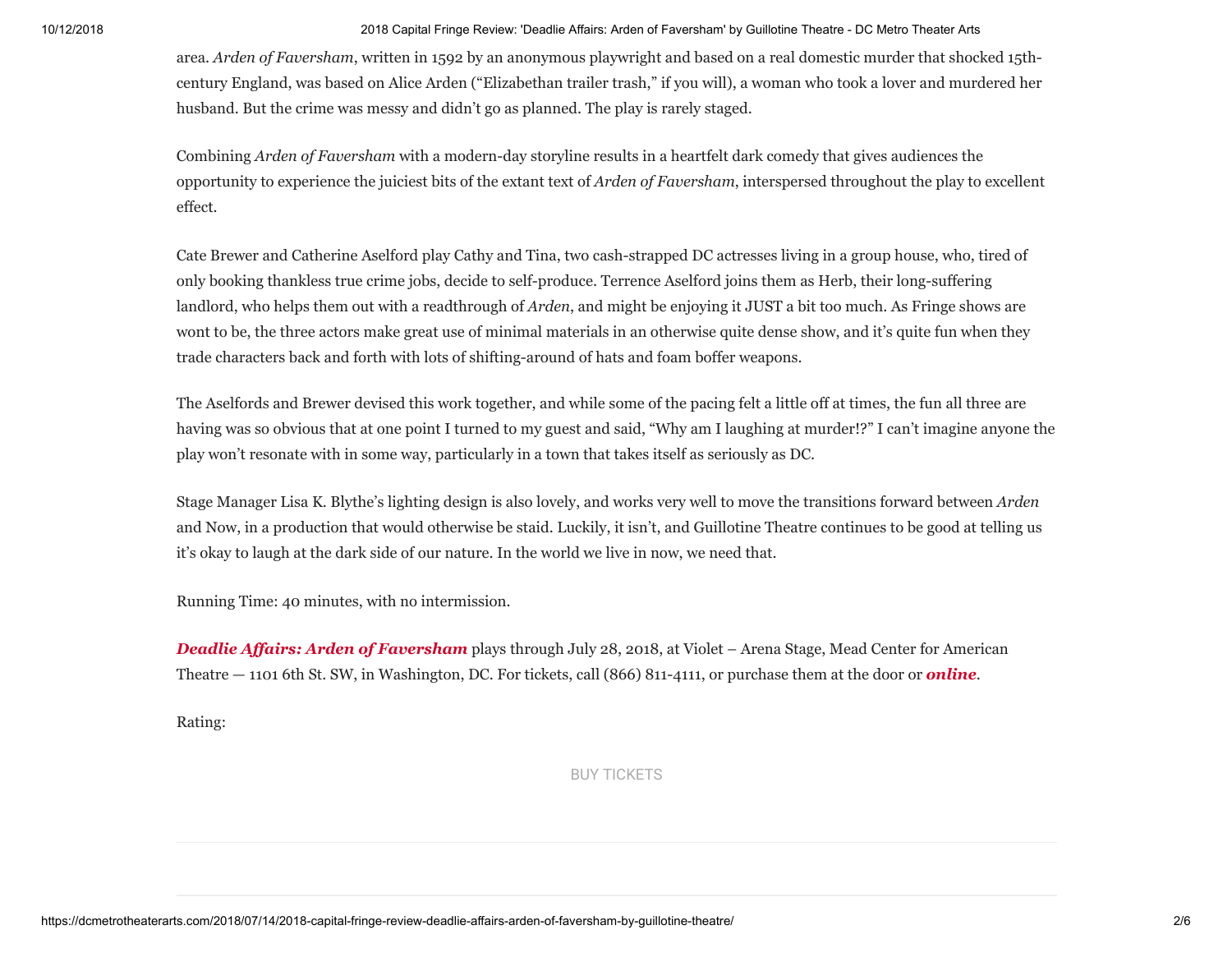area. *Arden of Faversham*, written in 1592 by an anonymous playwright and based on a real domestic murder that shocked 15th-century England, was based on Alice Arden ("Elizabethan trailer trash," if you will), a woman who took a lover and murdered her husband. But the crime was messy and didn't go as planned. The play is rarely staged.

Combining *Arden of Faversham* with a modern-day storyline results in a heartfelt dark comedy that gives audiences the opportunity to experience the juiciest bits of the extant text of *Arden of Faversham*, interspersed throughout the play to excellent effect.

Cate Brewer and Catherine Aselford play Cathy and Tina, two cash-strapped DC actresses living in a group house, who, tired of only booking thankless true crime jobs, decide to self-produce. Terrence Aselford joins them as Herb, their long-suffering landlord, who helps them out with a readthrough of *Arden*, and might be enjoying it JUST a bit too much. As Fringe shows are wont to be, the three actors make great use of minimal materials in an otherwise quite dense show, and it's quite fun when they trade characters back and forth with lots of shifting-around of hats and foam boffer weapons.

The Aselfords and Brewer devised this work together, and while some of the pacing felt a little off at times, the fun all three are having was so obvious that at one point I turned to my guest and said, "Why am I laughing at murder!?" I can't imagine anyone the play won't resonate with in some way, particularly in a town that takes itself as seriously as DC.

Stage Manager Lisa K. Blythe's lighting design is also lovely, and works very well to move the transitions forward between *Arden* and Now, in a production that would otherwise be staid. Luckily, it isn't, and Guillotine Theatre continues to be good at telling us it's okay to laugh at the dark side of our nature. In the world we live in now, we need that.

Running Time: 40 minutes, with no intermission.

***Deadlie Affairs: Arden of Faversham*** plays through July 28, 2018, at Violet – Arena Stage, Mead Center for American Theatre — 1101 6th St. SW, in Washington, DC. For tickets, call (866) 811-4111, or purchase them at the door or ***online***.

Rating:

BUY TICKETS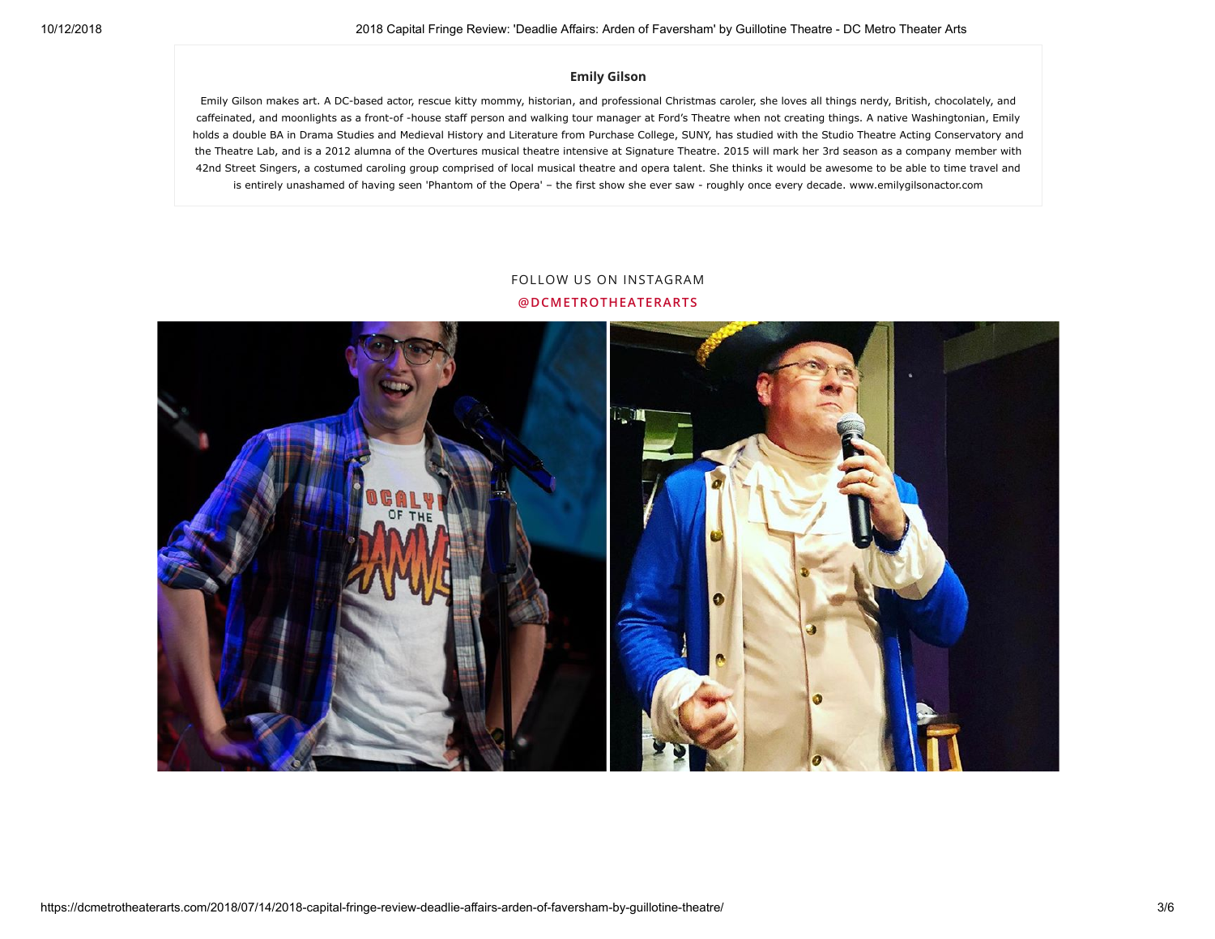**Emily Gilson**

Emily Gilson makes art. A DC-based actor, rescue kitty mommy, historian, and professional Christmas caroler, she loves all things nerdy, British, chocolately, and caffeinated, and moonlights as a front-of -house staff person and walking tour manager at Ford's Theatre when not creating things. A native Washingtonian, Emily holds a double BA in Drama Studies and Medieval History and Literature from Purchase College, SUNY, has studied with the Studio Theatre Acting Conservatory and the Theatre Lab, and is a 2012 alumna of the Overtures musical theatre intensive at Signature Theatre. 2015 will mark her 3rd season as a company member with 42nd Street Singers, a costumed caroling group comprised of local musical theatre and opera talent. She thinks it would be awesome to be able to time travel and is entirely unashamed of having seen 'Phantom of the Opera' – the first show she ever saw - roughly once every decade. www.emilygilsonactor.com

FOLLOW US ON INSTAGRAM

**@DCMETROTHEATERARTS**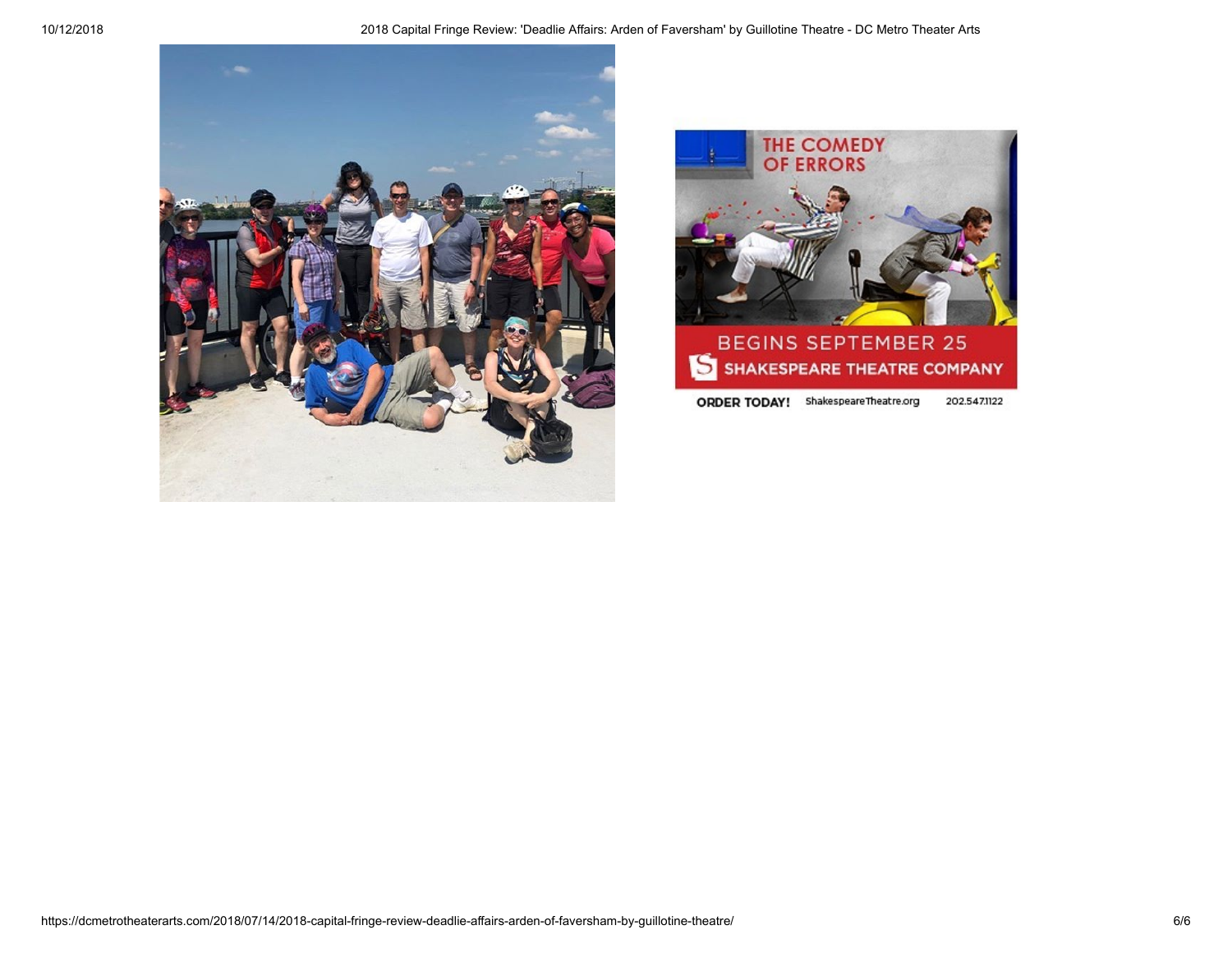THE COMEDY OF ERRORS

BEGINS SEPTEMBER 25

SHAKESPEARE THEATRE COMPANY

ORDER TODAY! ShakespeareTheatre.org 202.547.1122